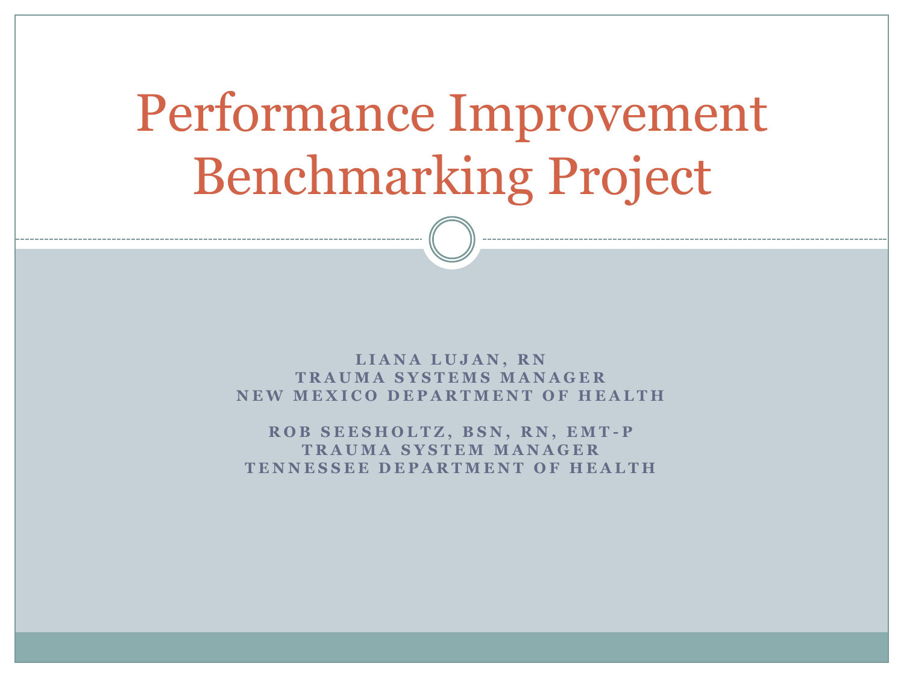# Performance Improvement Benchmarking Project

**LIANA LUJAN, RN**
**TRAUMA SYSTEMS MANAGER**
**NEW MEXICO DEPARTMENT OF HEALTH**

**ROB SEESHOLTZ, BSN, RN, EMT-P**
**TRAUMA SYSTEM MANAGER**
**TENNESSEE DEPARTMENT OF HEALTH**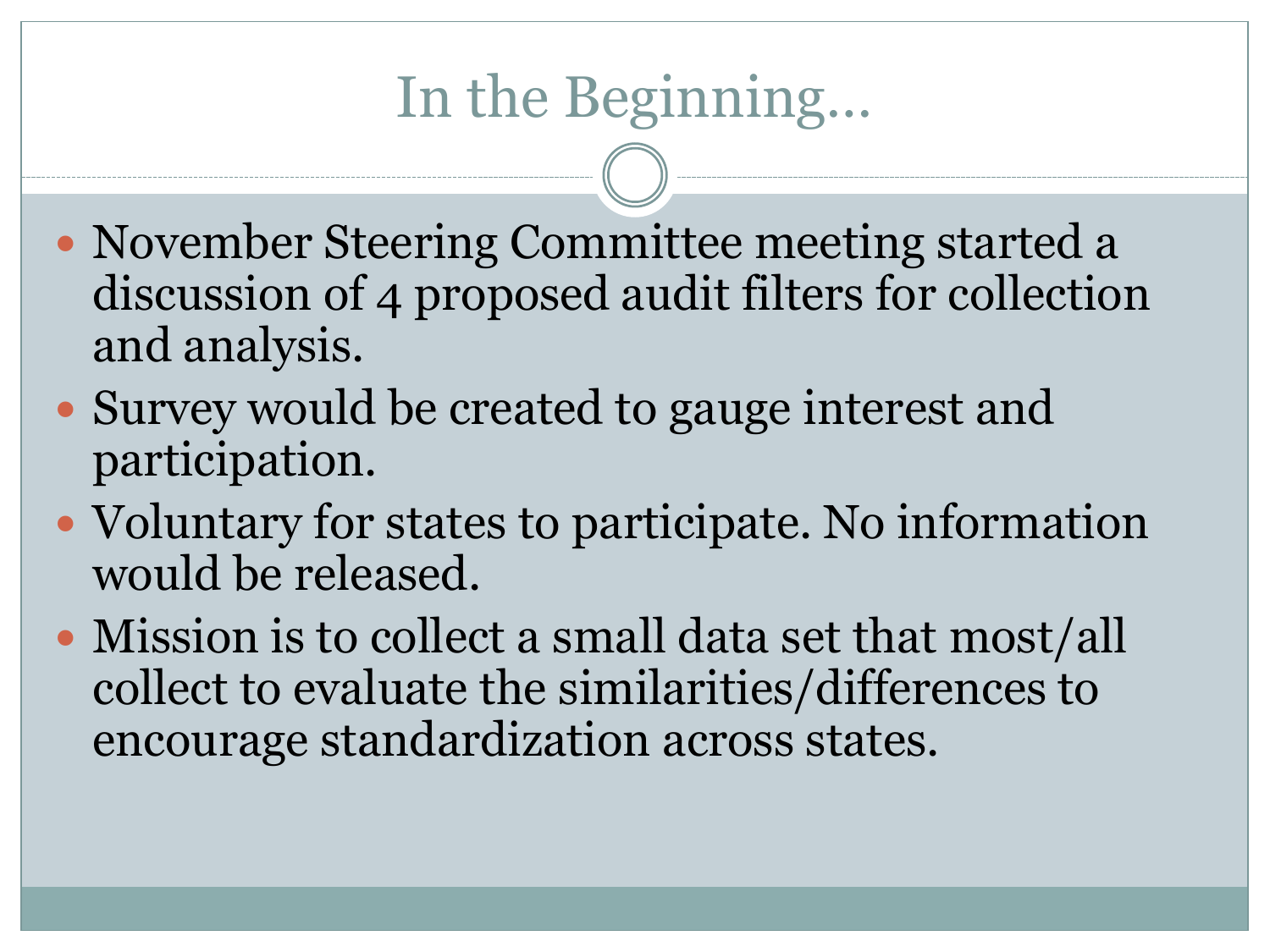# In the Beginning…

- November Steering Committee meeting started a discussion of 4 proposed audit filters for collection and analysis.
- Survey would be created to gauge interest and participation.
- Voluntary for states to participate. No information would be released.
- Mission is to collect a small data set that most/all collect to evaluate the similarities/differences to encourage standardization across states.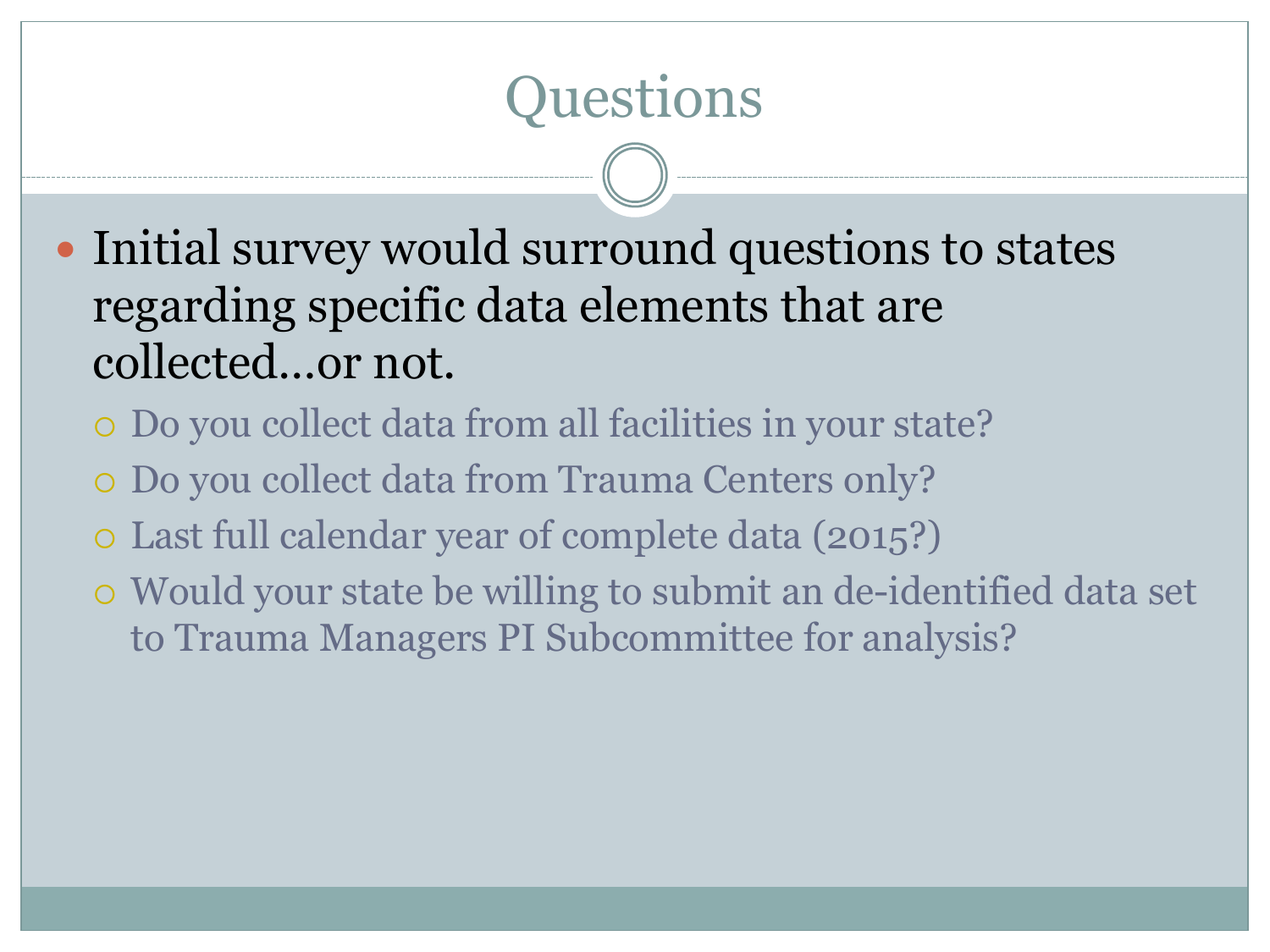# Questions

- Initial survey would surround questions to states regarding specific data elements that are collected…or not.
  - Do you collect data from all facilities in your state?
  - Do you collect data from Trauma Centers only?
  - Last full calendar year of complete data (2015?)
  - Would your state be willing to submit an de-identified data set to Trauma Managers PI Subcommittee for analysis?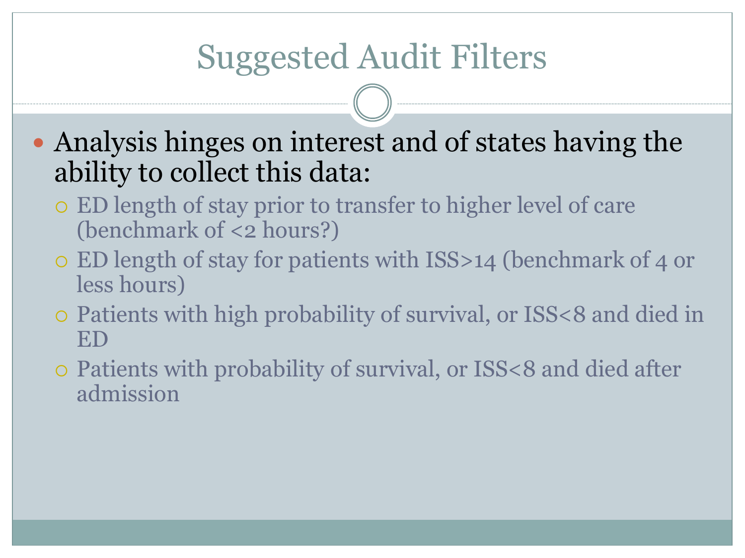# Suggested Audit Filters

- Analysis hinges on interest and of states having the ability to collect this data:
  - ED length of stay prior to transfer to higher level of care (benchmark of <2 hours?)
  - ED length of stay for patients with ISS>14 (benchmark of 4 or less hours)
  - Patients with high probability of survival, or ISS<8 and died in ED
  - Patients with probability of survival, or ISS<8 and died after admission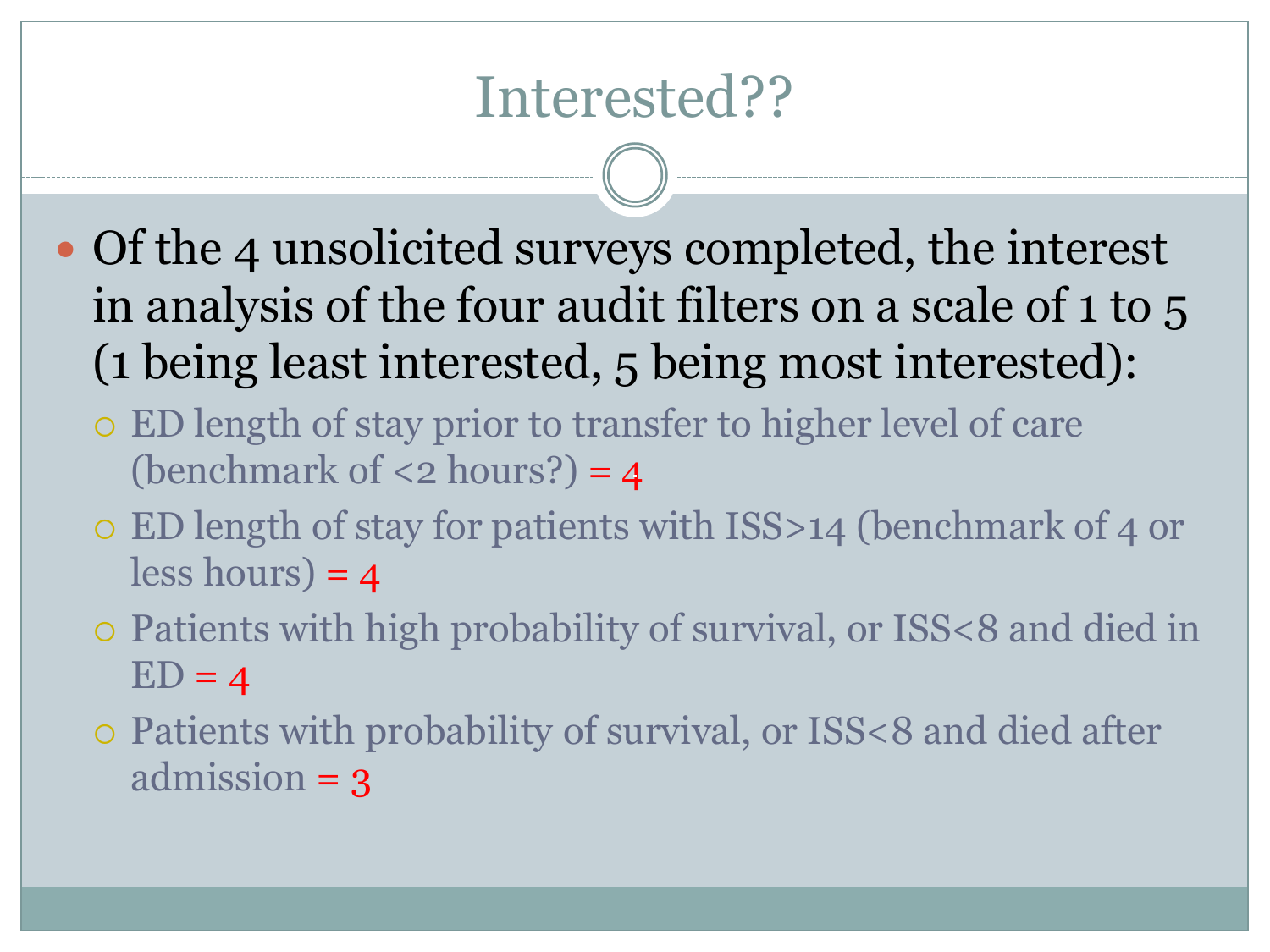# Interested??

- Of the 4 unsolicited surveys completed, the interest in analysis of the four audit filters on a scale of 1 to 5 (1 being least interested, 5 being most interested):
  - ED length of stay prior to transfer to higher level of care (benchmark of <2 hours?) = 4
  - ED length of stay for patients with ISS>14 (benchmark of 4 or less hours) = 4
  - Patients with high probability of survival, or ISS<8 and died in ED = 4
  - Patients with probability of survival, or ISS<8 and died after admission = 3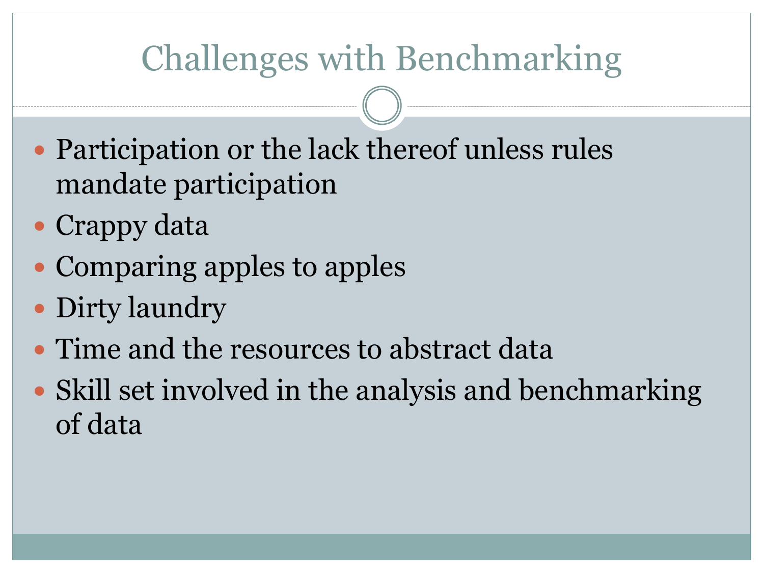# Challenges with Benchmarking

- Participation or the lack thereof unless rules mandate participation
- Crappy data
- Comparing apples to apples
- Dirty laundry
- Time and the resources to abstract data
- Skill set involved in the analysis and benchmarking of data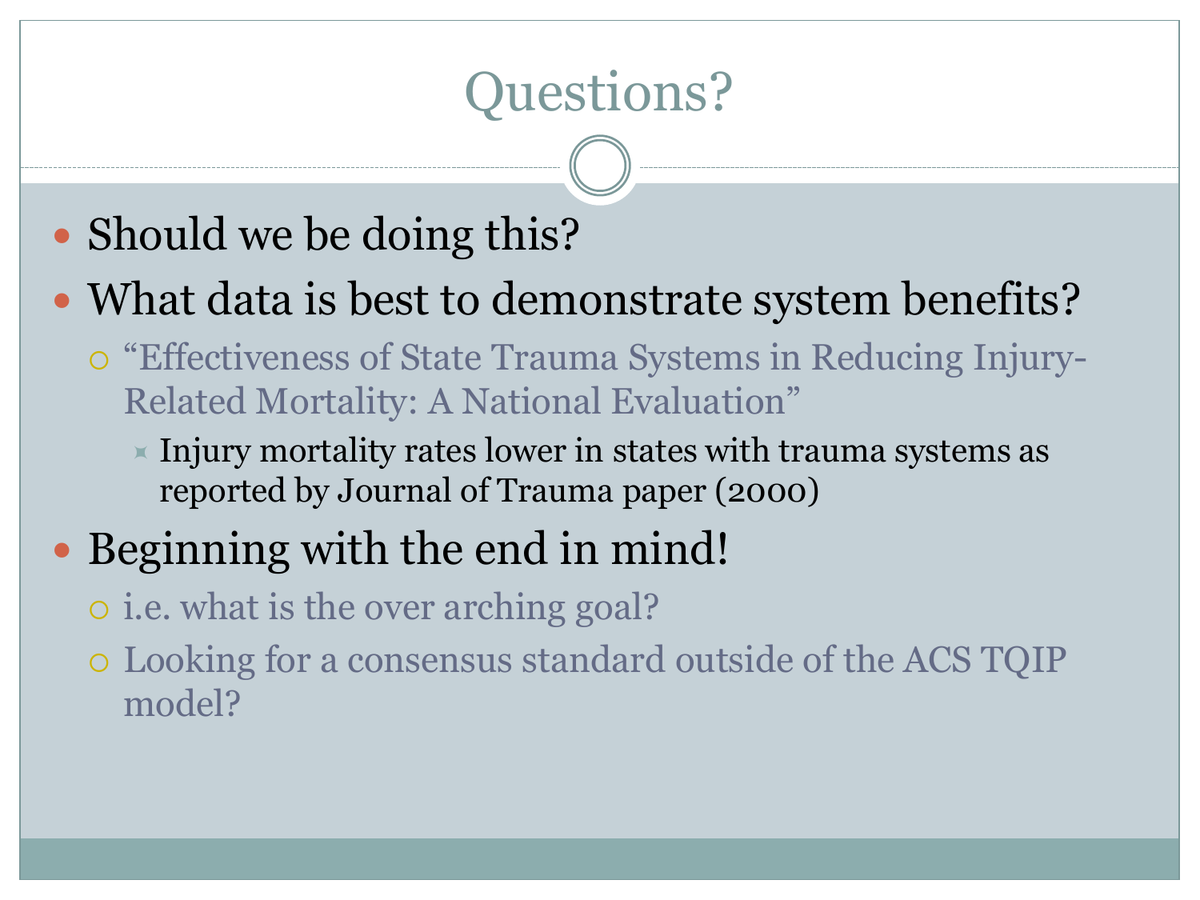# Questions?

- Should we be doing this?
- What data is best to demonstrate system benefits?
  - "Effectiveness of State Trauma Systems in Reducing Injury-Related Mortality: A National Evaluation"
    - Injury mortality rates lower in states with trauma systems as reported by Journal of Trauma paper (2000)
- Beginning with the end in mind!
  - i.e. what is the over arching goal?
  - Looking for a consensus standard outside of the ACS TQIP model?